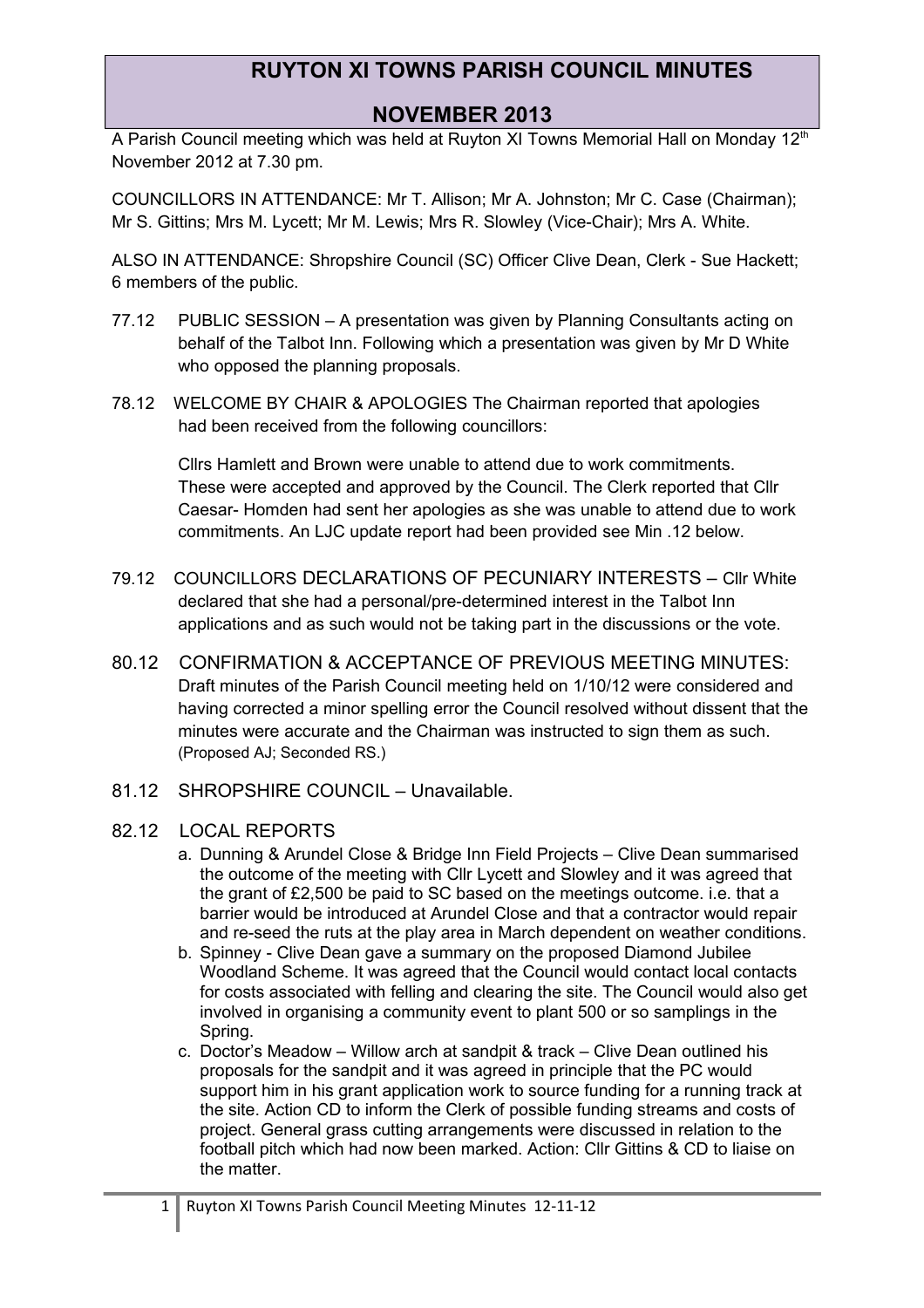# RUYTON XI TOWNS PARISH COUNCIL MINUTES

## NOVEMBER 2013

A Parish Council meeting which was held at Ruyton XI Towns Memorial Hall on Monday 12th November 2012 at 7.30 pm.

COUNCILLORS IN ATTENDANCE: Mr T. Allison; Mr A. Johnston; Mr C. Case (Chairman); Mr S. Gittins; Mrs M. Lycett; Mr M. Lewis; Mrs R. Slowley (Vice-Chair); Mrs A. White.

ALSO IN ATTENDANCE: Shropshire Council (SC) Officer Clive Dean, Clerk - Sue Hackett; 6 members of the public.

77.12 PUBLIC SESSION – A presentation was given by Planning Consultants acting on behalf of the Talbot Inn. Following which a presentation was given by Mr D White who opposed the planning proposals.

78.12 WELCOME BY CHAIR & APOLOGIES The Chairman reported that apologies had been received from the following councillors:

Cllrs Hamlett and Brown were unable to attend due to work commitments. These were accepted and approved by the Council. The Clerk reported that Cllr Caesar- Homden had sent her apologies as she was unable to attend due to work commitments. An LJC update report had been provided see Min .12 below.

79.12 COUNCILLORS DECLARATIONS OF PECUNIARY INTERESTS – Cllr White declared that she had a personal/pre-determined interest in the Talbot Inn applications and as such would not be taking part in the discussions or the vote.

80.12 CONFIRMATION & ACCEPTANCE OF PREVIOUS MEETING MINUTES: Draft minutes of the Parish Council meeting held on 1/10/12 were considered and having corrected a minor spelling error the Council resolved without dissent that the minutes were accurate and the Chairman was instructed to sign them as such. (Proposed AJ; Seconded RS.)

81.12 SHROPSHIRE COUNCIL – Unavailable.

82.12 LOCAL REPORTS

a. Dunning & Arundel Close & Bridge Inn Field Projects – Clive Dean summarised the outcome of the meeting with Cllr Lycett and Slowley and it was agreed that the grant of £2,500 be paid to SC based on the meetings outcome. i.e. that a barrier would be introduced at Arundel Close and that a contractor would repair and re-seed the ruts at the play area in March dependent on weather conditions.
b. Spinney - Clive Dean gave a summary on the proposed Diamond Jubilee Woodland Scheme. It was agreed that the Council would contact local contacts for costs associated with felling and clearing the site. The Council would also get involved in organising a community event to plant 500 or so samplings in the Spring.
c. Doctor's Meadow – Willow arch at sandpit & track – Clive Dean outlined his proposals for the sandpit and it was agreed in principle that the PC would support him in his grant application work to source funding for a running track at the site. Action CD to inform the Clerk of possible funding streams and costs of project. General grass cutting arrangements were discussed in relation to the football pitch which had now been marked. Action: Cllr Gittins & CD to liaise on the matter.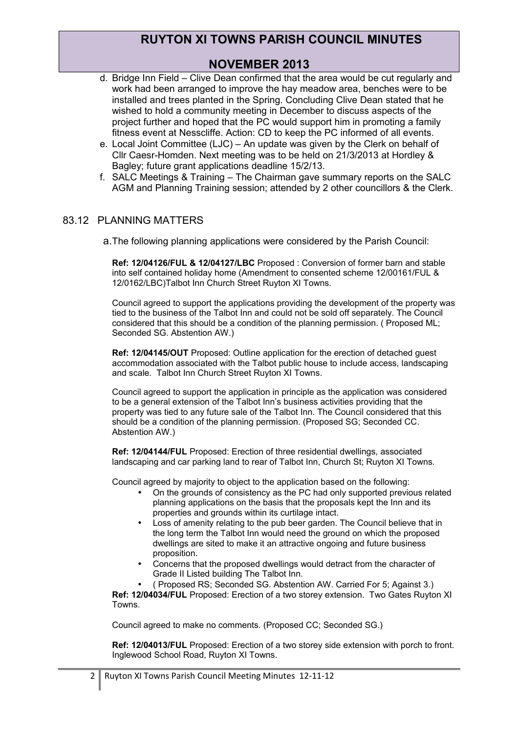d. Bridge Inn Field – Clive Dean confirmed that the area would be cut regularly and work had been arranged to improve the hay meadow area, benches were to be installed and trees planted in the Spring. Concluding Clive Dean stated that he wished to hold a community meeting in December to discuss aspects of the project further and hoped that the PC would support him in promoting a family fitness event at Nesscliffe. Action: CD to keep the PC informed of all events.

e. Local Joint Committee (LJC) – An update was given by the Clerk on behalf of Cllr Caesr-Homden. Next meeting was to be held on 21/3/2013 at Hordley & Bagley; future grant applications deadline 15/2/13.

f. SALC Meetings & Training – The Chairman gave summary reports on the SALC AGM and Planning Training session; attended by 2 other councillors & the Clerk.

## 83.12 PLANNING MATTERS

a. The following planning applications were considered by the Parish Council:

**Ref: 12/04126/FUL & 12/04127/LBC** Proposed : Conversion of former barn and stable into self contained holiday home (Amendment to consented scheme 12/00161/FUL & 12/0162/LBC)Talbot Inn Church Street Ruyton XI Towns.

Council agreed to support the applications providing the development of the property was tied to the business of the Talbot Inn and could not be sold off separately. The Council considered that this should be a condition of the planning permission. ( Proposed ML; Seconded SG. Abstention AW.)

**Ref: 12/04145/OUT** Proposed: Outline application for the erection of detached guest accommodation associated with the Talbot public house to include access, landscaping and scale. Talbot Inn Church Street Ruyton XI Towns.

Council agreed to support the application in principle as the application was considered to be a general extension of the Talbot Inn's business activities providing that the property was tied to any future sale of the Talbot Inn. The Council considered that this should be a condition of the planning permission. (Proposed SG; Seconded CC. Abstention AW.)

**Ref: 12/04144/FUL** Proposed: Erection of three residential dwellings, associated landscaping and car parking land to rear of Talbot Inn, Church St; Ruyton XI Towns.

Council agreed by majority to object to the application based on the following:

- On the grounds of consistency as the PC had only supported previous related planning applications on the basis that the proposals kept the Inn and its properties and grounds within its curtilage intact.
- Loss of amenity relating to the pub beer garden. The Council believe that in the long term the Talbot Inn would need the ground on which the proposed dwellings are sited to make it an attractive ongoing and future business proposition.
- Concerns that the proposed dwellings would detract from the character of Grade II Listed building The Talbot Inn.
- ( Proposed RS; Seconded SG. Abstention AW. Carried For 5; Against 3.)

**Ref: 12/04034/FUL** Proposed: Erection of a two storey extension. Two Gates Ruyton XI Towns.

Council agreed to make no comments. (Proposed CC; Seconded SG.)

**Ref: 12/04013/FUL** Proposed: Erection of a two storey side extension with porch to front. Inglewood School Road, Ruyton XI Towns.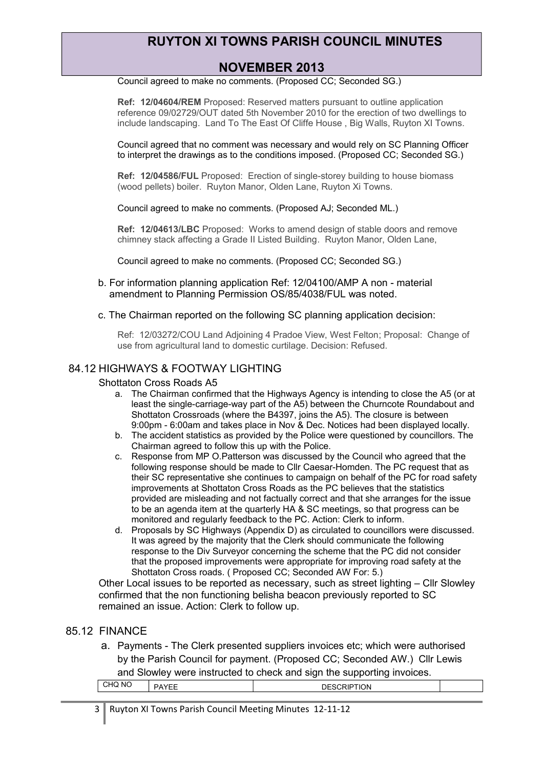Council agreed to make no comments. (Proposed CC; Seconded SG.)

**Ref: 12/04604/REM** Proposed: Reserved matters pursuant to outline application reference 09/02729/OUT dated 5th November 2010 for the erection of two dwellings to include landscaping. Land To The East Of Cliffe House , Big Walls, Ruyton XI Towns.

Council agreed that no comment was necessary and would rely on SC Planning Officer to interpret the drawings as to the conditions imposed. (Proposed CC; Seconded SG.)

**Ref: 12/04586/FUL** Proposed: Erection of single-storey building to house biomass (wood pellets) boiler. Ruyton Manor, Olden Lane, Ruyton Xi Towns.

Council agreed to make no comments. (Proposed AJ; Seconded ML.)

**Ref: 12/04613/LBC** Proposed: Works to amend design of stable doors and remove chimney stack affecting a Grade II Listed Building. Ruyton Manor, Olden Lane,

Council agreed to make no comments. (Proposed CC; Seconded SG.)

b. For information planning application Ref: 12/04100/AMP A non - material amendment to Planning Permission OS/85/4038/FUL was noted.

c. The Chairman reported on the following SC planning application decision:

Ref: 12/03272/COU Land Adjoining 4 Pradoe View, West Felton; Proposal: Change of use from agricultural land to domestic curtilage. Decision: Refused.

## 84.12 HIGHWAYS & FOOTWAY LIGHTING

Shottaton Cross Roads A5

a. The Chairman confirmed that the Highways Agency is intending to close the A5 (or at least the single-carriage-way part of the A5) between the Churncote Roundabout and Shottaton Crossroads (where the B4397, joins the A5). The closure is between 9:00pm - 6:00am and takes place in Nov & Dec. Notices had been displayed locally.
b. The accident statistics as provided by the Police were questioned by councillors. The Chairman agreed to follow this up with the Police.
c. Response from MP O.Patterson was discussed by the Council who agreed that the following response should be made to Cllr Caesar-Homden. The PC request that as their SC representative she continues to campaign on behalf of the PC for road safety improvements at Shottaton Cross Roads as the PC believes that the statistics provided are misleading and not factually correct and that she arranges for the issue to be an agenda item at the quarterly HA & SC meetings, so that progress can be monitored and regularly feedback to the PC. Action: Clerk to inform.
d. Proposals by SC Highways (Appendix D) as circulated to councillors were discussed. It was agreed by the majority that the Clerk should communicate the following response to the Div Surveyor concerning the scheme that the PC did not consider that the proposed improvements were appropriate for improving road safety at the Shottaton Cross roads. ( Proposed CC; Seconded AW For: 5.)

Other Local issues to be reported as necessary, such as street lighting – Cllr Slowley confirmed that the non functioning belisha beacon previously reported to SC remained an issue. Action: Clerk to follow up.

## 85.12 FINANCE

a. Payments - The Clerk presented suppliers invoices etc; which were authorised by the Parish Council for payment. (Proposed CC; Seconded AW.) Cllr Lewis and Slowley were instructed to check and sign the supporting invoices.

| CHQ NO | PAYEE | DESCRIPTION | |
|---|---|---|---|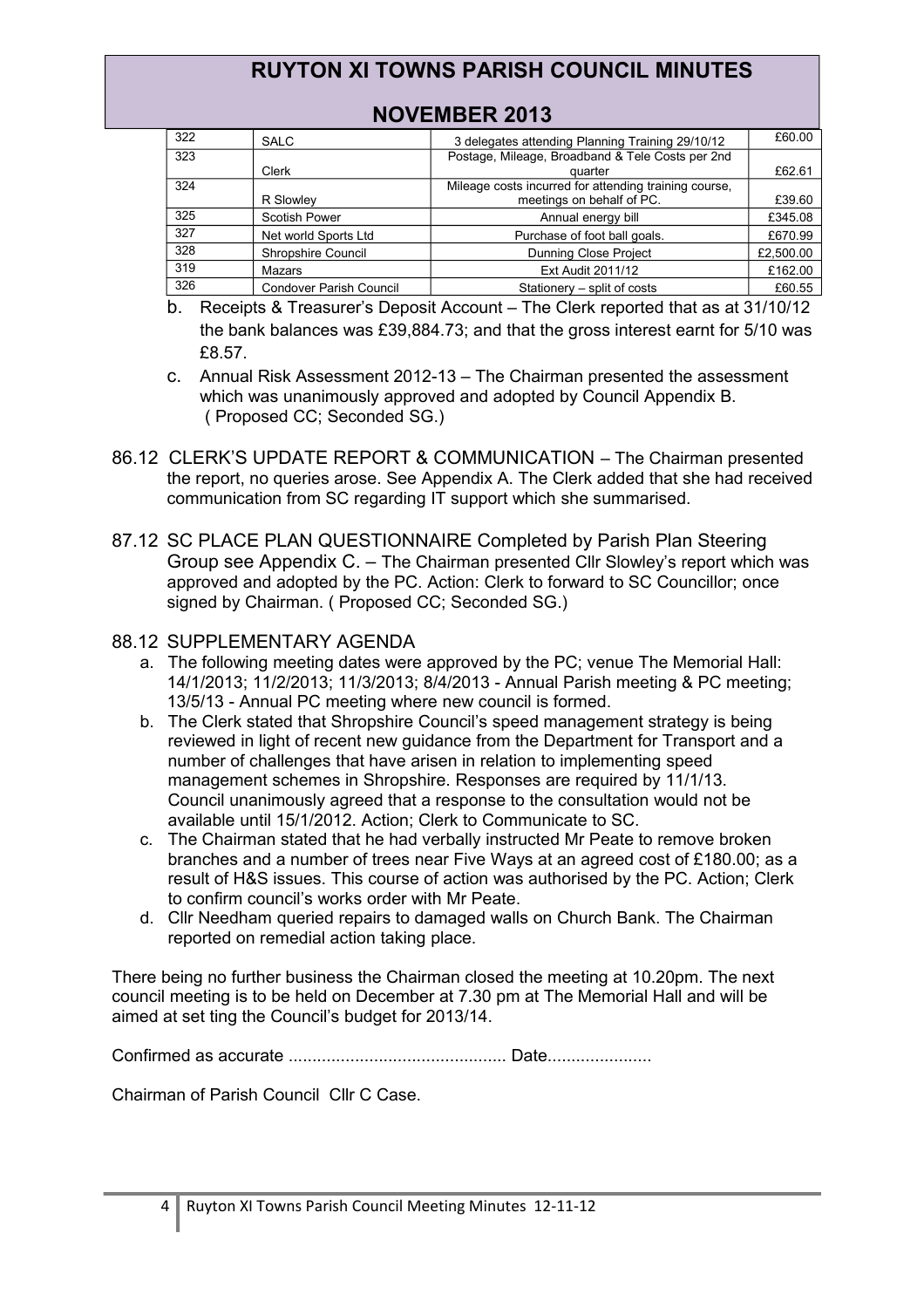# RUYTON XI TOWNS PARISH COUNCIL MINUTES

## NOVEMBER 2013

| | | | |
|---|---|---|---|
| 322 | SALC | 3 delegates attending Planning Training 29/10/12 | £60.00 |
| 323 | Clerk | Postage, Mileage, Broadband & Tele Costs per 2nd quarter | £62.61 |
| 324 | R Slowley | Mileage costs incurred for attending training course, meetings on behalf of PC. | £39.60 |
| 325 | Scotish Power | Annual energy bill | £345.08 |
| 327 | Net world Sports Ltd | Purchase of foot ball goals. | £670.99 |
| 328 | Shropshire Council | Dunning Close Project | £2,500.00 |
| 319 | Mazars | Ext Audit 2011/12 | £162.00 |
| 326 | Condover Parish Council | Stationery – split of costs | £60.55 |

b. Receipts & Treasurer's Deposit Account – The Clerk reported that as at 31/10/12 the bank balances was £39,884.73; and that the gross interest earnt for 5/10 was £8.57.

c. Annual Risk Assessment 2012-13 – The Chairman presented the assessment which was unanimously approved and adopted by Council Appendix B. ( Proposed CC; Seconded SG.)

86.12 CLERK'S UPDATE REPORT & COMMUNICATION – The Chairman presented the report, no queries arose. See Appendix A. The Clerk added that she had received communication from SC regarding IT support which she summarised.

87.12 SC PLACE PLAN QUESTIONNAIRE Completed by Parish Plan Steering Group see Appendix C. – The Chairman presented Cllr Slowley's report which was approved and adopted by the PC. Action: Clerk to forward to SC Councillor; once signed by Chairman. ( Proposed CC; Seconded SG.)

88.12 SUPPLEMENTARY AGENDA

a. The following meeting dates were approved by the PC; venue The Memorial Hall: 14/1/2013; 11/2/2013; 11/3/2013; 8/4/2013 - Annual Parish meeting & PC meeting; 13/5/13 - Annual PC meeting where new council is formed.

b. The Clerk stated that Shropshire Council's speed management strategy is being reviewed in light of recent new guidance from the Department for Transport and a number of challenges that have arisen in relation to implementing speed management schemes in Shropshire. Responses are required by 11/1/13. Council unanimously agreed that a response to the consultation would not be available until 15/1/2012. Action; Clerk to Communicate to SC.

c. The Chairman stated that he had verbally instructed Mr Peate to remove broken branches and a number of trees near Five Ways at an agreed cost of £180.00; as a result of H&S issues. This course of action was authorised by the PC. Action; Clerk to confirm council's works order with Mr Peate.

d. Cllr Needham queried repairs to damaged walls on Church Bank. The Chairman reported on remedial action taking place.

There being no further business the Chairman closed the meeting at 10.20pm. The next council meeting is to be held on December at 7.30 pm at The Memorial Hall and will be aimed at set ting the Council's budget for 2013/14.

Confirmed as accurate ............................................. Date.....................

Chairman of Parish Council Cllr C Case.